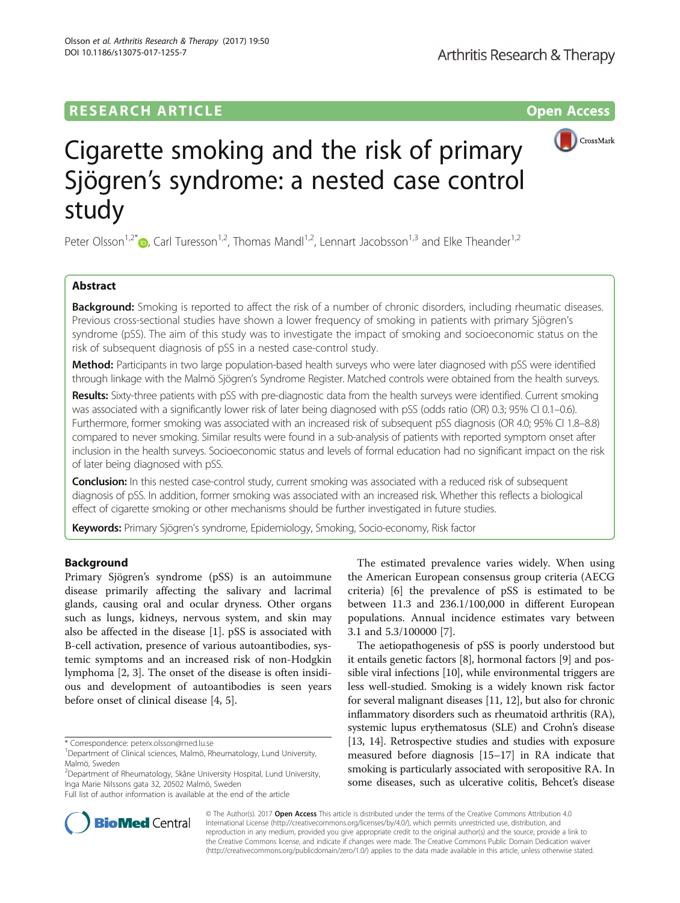RESEARCH ARTICLE

Open Access

# Cigarette smoking and the risk of primary Sjögren's syndrome: a nested case control study

Peter Olsson[1,2*], Carl Turesson[1,2], Thomas Mandl[1,2], Lennart Jacobsson[1,3] and Elke Theander[1,2]

## Abstract

**Background:** Smoking is reported to affect the risk of a number of chronic disorders, including rheumatic diseases. Previous cross-sectional studies have shown a lower frequency of smoking in patients with primary Sjögren's syndrome (pSS). The aim of this study was to investigate the impact of smoking and socioeconomic status on the risk of subsequent diagnosis of pSS in a nested case-control study.

**Method:** Participants in two large population-based health surveys who were later diagnosed with pSS were identified through linkage with the Malmö Sjögren's Syndrome Register. Matched controls were obtained from the health surveys.

**Results:** Sixty-three patients with pSS with pre-diagnostic data from the health surveys were identified. Current smoking was associated with a significantly lower risk of later being diagnosed with pSS (odds ratio (OR) 0.3; 95% CI 0.1–0.6). Furthermore, former smoking was associated with an increased risk of subsequent pSS diagnosis (OR 4.0; 95% CI 1.8–8.8) compared to never smoking. Similar results were found in a sub-analysis of patients with reported symptom onset after inclusion in the health surveys. Socioeconomic status and levels of formal education had no significant impact on the risk of later being diagnosed with pSS.

**Conclusion:** In this nested case-control study, current smoking was associated with a reduced risk of subsequent diagnosis of pSS. In addition, former smoking was associated with an increased risk. Whether this reflects a biological effect of cigarette smoking or other mechanisms should be further investigated in future studies.

**Keywords:** Primary Sjögren's syndrome, Epidemiology, Smoking, Socio-economy, Risk factor

## Background

Primary Sjögren's syndrome (pSS) is an autoimmune disease primarily affecting the salivary and lacrimal glands, causing oral and ocular dryness. Other organs such as lungs, kidneys, nervous system, and skin may also be affected in the disease [1]. pSS is associated with B-cell activation, presence of various autoantibodies, systemic symptoms and an increased risk of non-Hodgkin lymphoma [2, 3]. The onset of the disease is often insidious and development of autoantibodies is seen years before onset of clinical disease [4, 5].

The estimated prevalence varies widely. When using the American European consensus group criteria (AECG criteria) [6] the prevalence of pSS is estimated to be between 11.3 and 236.1/100,000 in different European populations. Annual incidence estimates vary between 3.1 and 5.3/100000 [7].

The aetiopathogenesis of pSS is poorly understood but it entails genetic factors [8], hormonal factors [9] and possible viral infections [10], while environmental triggers are less well-studied. Smoking is a widely known risk factor for several malignant diseases [11, 12], but also for chronic inflammatory disorders such as rheumatoid arthritis (RA), systemic lupus erythematosus (SLE) and Crohn's disease [13, 14]. Retrospective studies and studies with exposure measured before diagnosis [15–17] in RA indicate that smoking is particularly associated with seropositive RA. In some diseases, such as ulcerative colitis, Behcet's disease

\* Correspondence: peterx.olsson@med.lu.se

[1]Department of Clinical sciences, Malmö, Rheumatology, Lund University, Malmö, Sweden

[2]Department of Rheumatology, Skåne University Hospital, Lund University, Inga Marie Nilssons gata 32, 20502 Malmö, Sweden

Full list of author information is available at the end of the article

© The Author(s). 2017 **Open Access** This article is distributed under the terms of the Creative Commons Attribution 4.0 International License (http://creativecommons.org/licenses/by/4.0/), which permits unrestricted use, distribution, and reproduction in any medium, provided you give appropriate credit to the original author(s) and the source, provide a link to the Creative Commons license, and indicate if changes were made. The Creative Commons Public Domain Dedication waiver (http://creativecommons.org/publicdomain/zero/1.0/) applies to the data made available in this article, unless otherwise stated.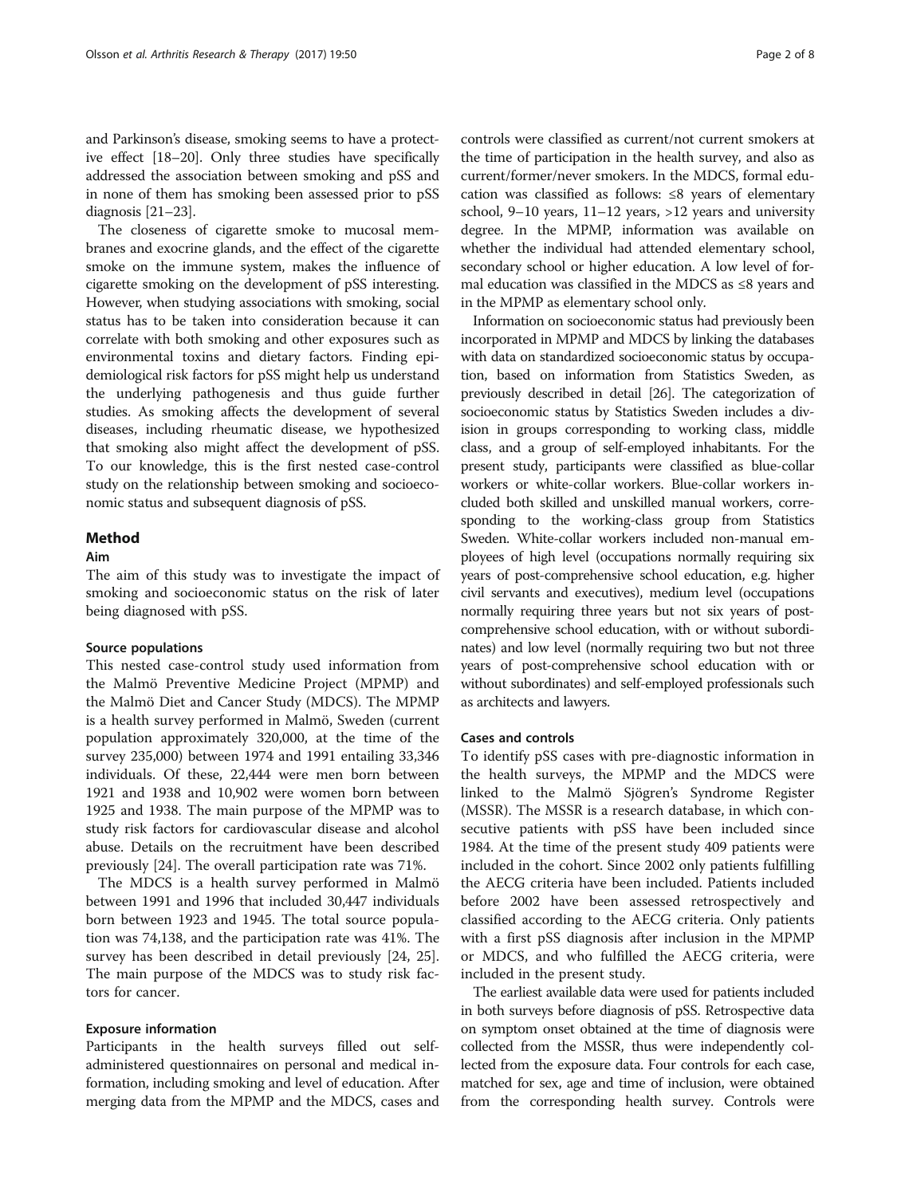and Parkinson's disease, smoking seems to have a protective effect [18–20]. Only three studies have specifically addressed the association between smoking and pSS and in none of them has smoking been assessed prior to pSS diagnosis [21–23].

The closeness of cigarette smoke to mucosal membranes and exocrine glands, and the effect of the cigarette smoke on the immune system, makes the influence of cigarette smoking on the development of pSS interesting. However, when studying associations with smoking, social status has to be taken into consideration because it can correlate with both smoking and other exposures such as environmental toxins and dietary factors. Finding epidemiological risk factors for pSS might help us understand the underlying pathogenesis and thus guide further studies. As smoking affects the development of several diseases, including rheumatic disease, we hypothesized that smoking also might affect the development of pSS. To our knowledge, this is the first nested case-control study on the relationship between smoking and socioeconomic status and subsequent diagnosis of pSS.

## Method

### Aim

The aim of this study was to investigate the impact of smoking and socioeconomic status on the risk of later being diagnosed with pSS.

### Source populations

This nested case-control study used information from the Malmö Preventive Medicine Project (MPMP) and the Malmö Diet and Cancer Study (MDCS). The MPMP is a health survey performed in Malmö, Sweden (current population approximately 320,000, at the time of the survey 235,000) between 1974 and 1991 entailing 33,346 individuals. Of these, 22,444 were men born between 1921 and 1938 and 10,902 were women born between 1925 and 1938. The main purpose of the MPMP was to study risk factors for cardiovascular disease and alcohol abuse. Details on the recruitment have been described previously [24]. The overall participation rate was 71%.

The MDCS is a health survey performed in Malmö between 1991 and 1996 that included 30,447 individuals born between 1923 and 1945. The total source population was 74,138, and the participation rate was 41%. The survey has been described in detail previously [24, 25]. The main purpose of the MDCS was to study risk factors for cancer.

### Exposure information

Participants in the health surveys filled out self-administered questionnaires on personal and medical information, including smoking and level of education. After merging data from the MPMP and the MDCS, cases and controls were classified as current/not current smokers at the time of participation in the health survey, and also as current/former/never smokers. In the MDCS, formal education was classified as follows: ≤8 years of elementary school, 9–10 years, 11–12 years, >12 years and university degree. In the MPMP, information was available on whether the individual had attended elementary school, secondary school or higher education. A low level of formal education was classified in the MDCS as ≤8 years and in the MPMP as elementary school only.

Information on socioeconomic status had previously been incorporated in MPMP and MDCS by linking the databases with data on standardized socioeconomic status by occupation, based on information from Statistics Sweden, as previously described in detail [26]. The categorization of socioeconomic status by Statistics Sweden includes a division in groups corresponding to working class, middle class, and a group of self-employed inhabitants. For the present study, participants were classified as blue-collar workers or white-collar workers. Blue-collar workers included both skilled and unskilled manual workers, corresponding to the working-class group from Statistics Sweden. White-collar workers included non-manual employees of high level (occupations normally requiring six years of post-comprehensive school education, e.g. higher civil servants and executives), medium level (occupations normally requiring three years but not six years of post-comprehensive school education, with or without subordinates) and low level (normally requiring two but not three years of post-comprehensive school education with or without subordinates) and self-employed professionals such as architects and lawyers.

### Cases and controls

To identify pSS cases with pre-diagnostic information in the health surveys, the MPMP and the MDCS were linked to the Malmö Sjögren's Syndrome Register (MSSR). The MSSR is a research database, in which consecutive patients with pSS have been included since 1984. At the time of the present study 409 patients were included in the cohort. Since 2002 only patients fulfilling the AECG criteria have been included. Patients included before 2002 have been assessed retrospectively and classified according to the AECG criteria. Only patients with a first pSS diagnosis after inclusion in the MPMP or MDCS, and who fulfilled the AECG criteria, were included in the present study.

The earliest available data were used for patients included in both surveys before diagnosis of pSS. Retrospective data on symptom onset obtained at the time of diagnosis were collected from the MSSR, thus were independently collected from the exposure data. Four controls for each case, matched for sex, age and time of inclusion, were obtained from the corresponding health survey. Controls were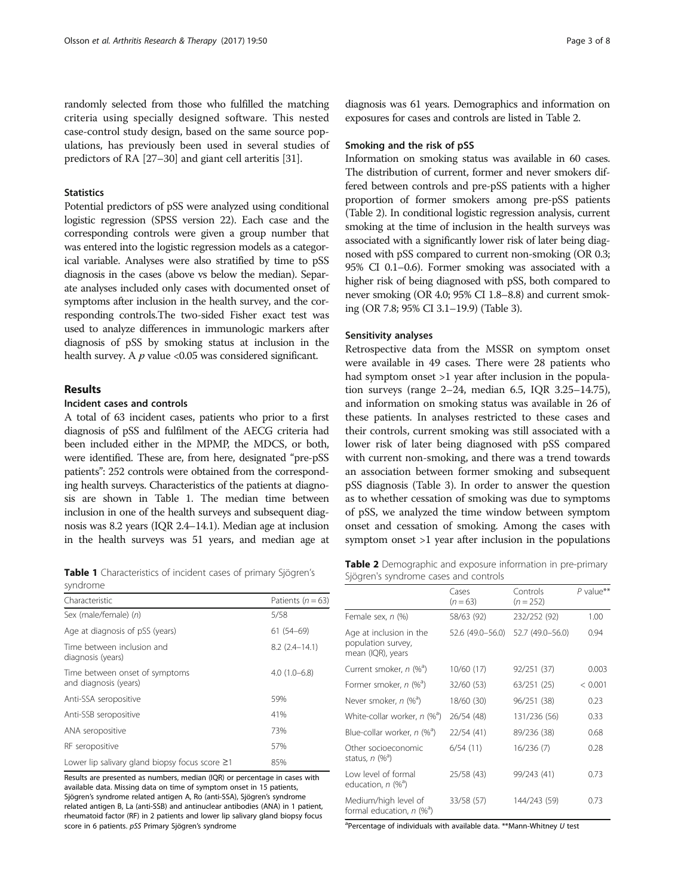randomly selected from those who fulfilled the matching criteria using specially designed software. This nested case-control study design, based on the same source populations, has previously been used in several studies of predictors of RA [27–30] and giant cell arteritis [31].

### Statistics

Potential predictors of pSS were analyzed using conditional logistic regression (SPSS version 22). Each case and the corresponding controls were given a group number that was entered into the logistic regression models as a categorical variable. Analyses were also stratified by time to pSS diagnosis in the cases (above vs below the median). Separate analyses included only cases with documented onset of symptoms after inclusion in the health survey, and the corresponding controls.The two-sided Fisher exact test was used to analyze differences in immunologic markers after diagnosis of pSS by smoking status at inclusion in the health survey. A $p$ value <0.05 was considered significant.

## Results

### Incident cases and controls

A total of 63 incident cases, patients who prior to a first diagnosis of pSS and fulfilment of the AECG criteria had been included either in the MPMP, the MDCS, or both, were identified. These are, from here, designated "pre-pSS patients": 252 controls were obtained from the corresponding health surveys. Characteristics of the patients at diagnosis are shown in Table 1. The median time between inclusion in one of the health surveys and subsequent diagnosis was 8.2 years (IQR 2.4–14.1). Median age at inclusion in the health surveys was 51 years, and median age at diagnosis was 61 years. Demographics and information on exposures for cases and controls are listed in Table 2.

**Table 1** Characteristics of incident cases of primary Sjögren's syndrome

| Characteristic | Patients ($n = 63$) |
|---|---|
| Sex (male/female) ($n$) | 5/58 |
| Age at diagnosis of pSS (years) | 61 (54–69) |
| Time between inclusion and diagnosis (years) | 8.2 (2.4–14.1) |
| Time between onset of symptoms and diagnosis (years) | 4.0 (1.0–6.8) |
| Anti-SSA seropositive | 59% |
| Anti-SSB seropositive | 41% |
| ANA seropositive | 73% |
| RF seropositive | 57% |
| Lower lip salivary gland biopsy focus score ≥1 | 85% |

Results are presented as numbers, median (IQR) or percentage in cases with available data. Missing data on time of symptom onset in 15 patients, Sjögren's syndrome related antigen A, Ro (anti-SSA), Sjögren's syndrome related antigen B, La (anti-SSB) and antinuclear antibodies (ANA) in 1 patient, rheumatoid factor (RF) in 2 patients and lower lip salivary gland biopsy focus score in 6 patients. *pSS* Primary Sjögren's syndrome

### Smoking and the risk of pSS

Information on smoking status was available in 60 cases. The distribution of current, former and never smokers differed between controls and pre-pSS patients with a higher proportion of former smokers among pre-pSS patients (Table 2). In conditional logistic regression analysis, current smoking at the time of inclusion in the health surveys was associated with a significantly lower risk of later being diagnosed with pSS compared to current non-smoking (OR 0.3; 95% CI 0.1–0.6). Former smoking was associated with a higher risk of being diagnosed with pSS, both compared to never smoking (OR 4.0; 95% CI 1.8–8.8) and current smoking (OR 7.8; 95% CI 3.1–19.9) (Table 3).

### Sensitivity analyses

Retrospective data from the MSSR on symptom onset were available in 49 cases. There were 28 patients who had symptom onset >1 year after inclusion in the population surveys (range 2–24, median 6.5, IQR 3.25–14.75), and information on smoking status was available in 26 of these patients. In analyses restricted to these cases and their controls, current smoking was still associated with a lower risk of later being diagnosed with pSS compared with current non-smoking, and there was a trend towards an association between former smoking and subsequent pSS diagnosis (Table 3). In order to answer the question as to whether cessation of smoking was due to symptoms of pSS, we analyzed the time window between symptom onset and cessation of smoking. Among the cases with symptom onset >1 year after inclusion in the populations

**Table 2** Demographic and exposure information in pre-primary Sjögren's syndrome cases and controls

| | Cases ($n = 63$) | Controls ($n = 252$) | $P$ value** |
|---|---|---|---|
| Female sex, $n$ (%) | 58/63 (92) | 232/252 (92) | 1.00 |
| Age at inclusion in the population survey, mean (IQR), years | 52.6 (49.0–56.0) | 52.7 (49.0–56.0) | 0.94 |
| Current smoker, $n$ (%[a]) | 10/60 (17) | 92/251 (37) | 0.003 |
| Former smoker, $n$ (%[a]) | 32/60 (53) | 63/251 (25) | < 0.001 |
| Never smoker, $n$ (%[a]) | 18/60 (30) | 96/251 (38) | 0.23 |
| White-collar worker, $n$ (%[a]) | 26/54 (48) | 131/236 (56) | 0.33 |
| Blue-collar worker, $n$ (%[a]) | 22/54 (41) | 89/236 (38) | 0.68 |
| Other socioeconomic status, $n$ (%[a]) | 6/54 (11) | 16/236 (7) | 0.28 |
| Low level of formal education, $n$ (%[a]) | 25/58 (43) | 99/243 (41) | 0.73 |
| Medium/high level of formal education, $n$ (%[a]) | 33/58 (57) | 144/243 (59) | 0.73 |

[a]Percentage of individuals with available data. **Mann-Whitney $U$ test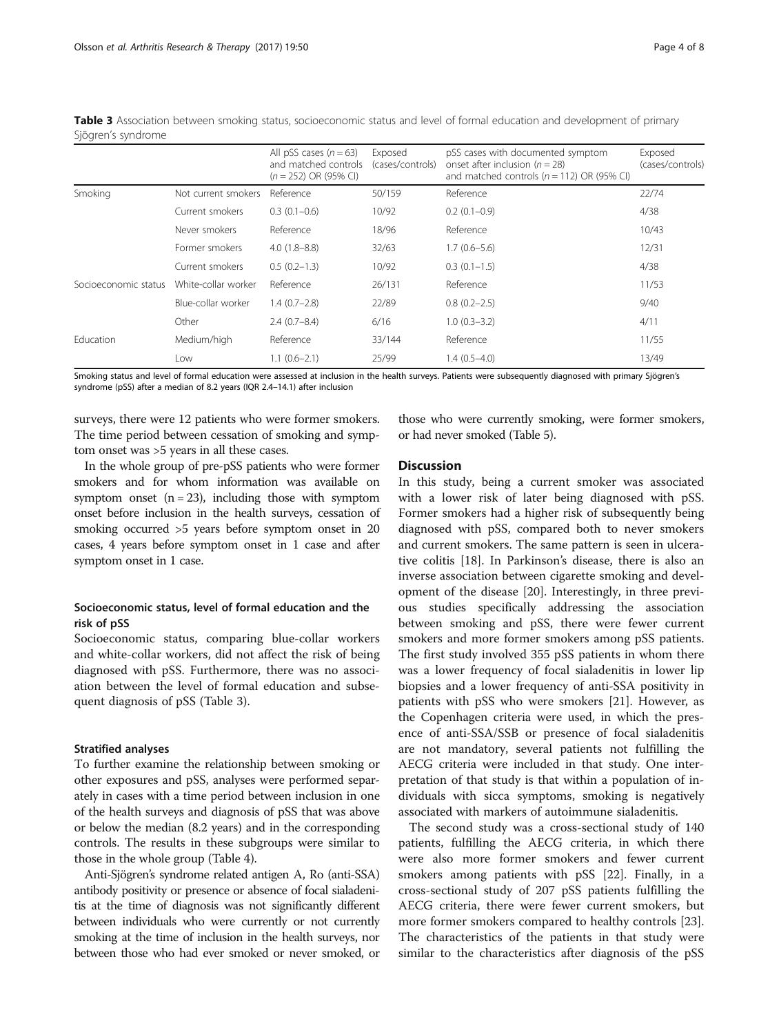**Table 3** Association between smoking status, socioeconomic status and level of formal education and development of primary Sjögren's syndrome

| | | All pSS cases ($n = 63$) and matched controls ($n = 252$) OR (95% CI) | Exposed (cases/controls) | pSS cases with documented symptom onset after inclusion ($n = 28$) and matched controls ($n = 112$) OR (95% CI) | Exposed (cases/controls) |
|---|---|---|---|---|---|
| Smoking | Not current smokers | Reference | 50/159 | Reference | 22/74 |
| | Current smokers | 0.3 (0.1–0.6) | 10/92 | 0.2 (0.1–0.9) | 4/38 |
| | Never smokers | Reference | 18/96 | Reference | 10/43 |
| | Former smokers | 4.0 (1.8–8.8) | 32/63 | 1.7 (0.6–5.6) | 12/31 |
| | Current smokers | 0.5 (0.2–1.3) | 10/92 | 0.3 (0.1–1.5) | 4/38 |
| Socioeconomic status | White-collar worker | Reference | 26/131 | Reference | 11/53 |
| | Blue-collar worker | 1.4 (0.7–2.8) | 22/89 | 0.8 (0.2–2.5) | 9/40 |
| | Other | 2.4 (0.7–8.4) | 6/16 | 1.0 (0.3–3.2) | 4/11 |
| Education | Medium/high | Reference | 33/144 | Reference | 11/55 |
| | Low | 1.1 (0.6–2.1) | 25/99 | 1.4 (0.5–4.0) | 13/49 |

Smoking status and level of formal education were assessed at inclusion in the health surveys. Patients were subsequently diagnosed with primary Sjögren's syndrome (pSS) after a median of 8.2 years (IQR 2.4–14.1) after inclusion

surveys, there were 12 patients who were former smokers. The time period between cessation of smoking and symptom onset was >5 years in all these cases.

In the whole group of pre-pSS patients who were former smokers and for whom information was available on symptom onset (n = 23), including those with symptom onset before inclusion in the health surveys, cessation of smoking occurred >5 years before symptom onset in 20 cases, 4 years before symptom onset in 1 case and after symptom onset in 1 case.

### Socioeconomic status, level of formal education and the risk of pSS

Socioeconomic status, comparing blue-collar workers and white-collar workers, did not affect the risk of being diagnosed with pSS. Furthermore, there was no association between the level of formal education and subsequent diagnosis of pSS (Table 3).

### Stratified analyses

To further examine the relationship between smoking or other exposures and pSS, analyses were performed separately in cases with a time period between inclusion in one of the health surveys and diagnosis of pSS that was above or below the median (8.2 years) and in the corresponding controls. The results in these subgroups were similar to those in the whole group (Table 4).

Anti-Sjögren's syndrome related antigen A, Ro (anti-SSA) antibody positivity or presence or absence of focal sialadenitis at the time of diagnosis was not significantly different between individuals who were currently or not currently smoking at the time of inclusion in the health surveys, nor between those who had ever smoked or never smoked, or those who were currently smoking, were former smokers, or had never smoked (Table 5).

## Discussion

In this study, being a current smoker was associated with a lower risk of later being diagnosed with pSS. Former smokers had a higher risk of subsequently being diagnosed with pSS, compared both to never smokers and current smokers. The same pattern is seen in ulcerative colitis [18]. In Parkinson's disease, there is also an inverse association between cigarette smoking and development of the disease [20]. Interestingly, in three previous studies specifically addressing the association between smoking and pSS, there were fewer current smokers and more former smokers among pSS patients. The first study involved 355 pSS patients in whom there was a lower frequency of focal sialadenitis in lower lip biopsies and a lower frequency of anti-SSA positivity in patients with pSS who were smokers [21]. However, as the Copenhagen criteria were used, in which the presence of anti-SSA/SSB or presence of focal sialadenitis are not mandatory, several patients not fulfilling the AECG criteria were included in that study. One interpretation of that study is that within a population of individuals with sicca symptoms, smoking is negatively associated with markers of autoimmune sialadenitis.

The second study was a cross-sectional study of 140 patients, fulfilling the AECG criteria, in which there were also more former smokers and fewer current smokers among patients with pSS [22]. Finally, in a cross-sectional study of 207 pSS patients fulfilling the AECG criteria, there were fewer current smokers, but more former smokers compared to healthy controls [23]. The characteristics of the patients in that study were similar to the characteristics after diagnosis of the pSS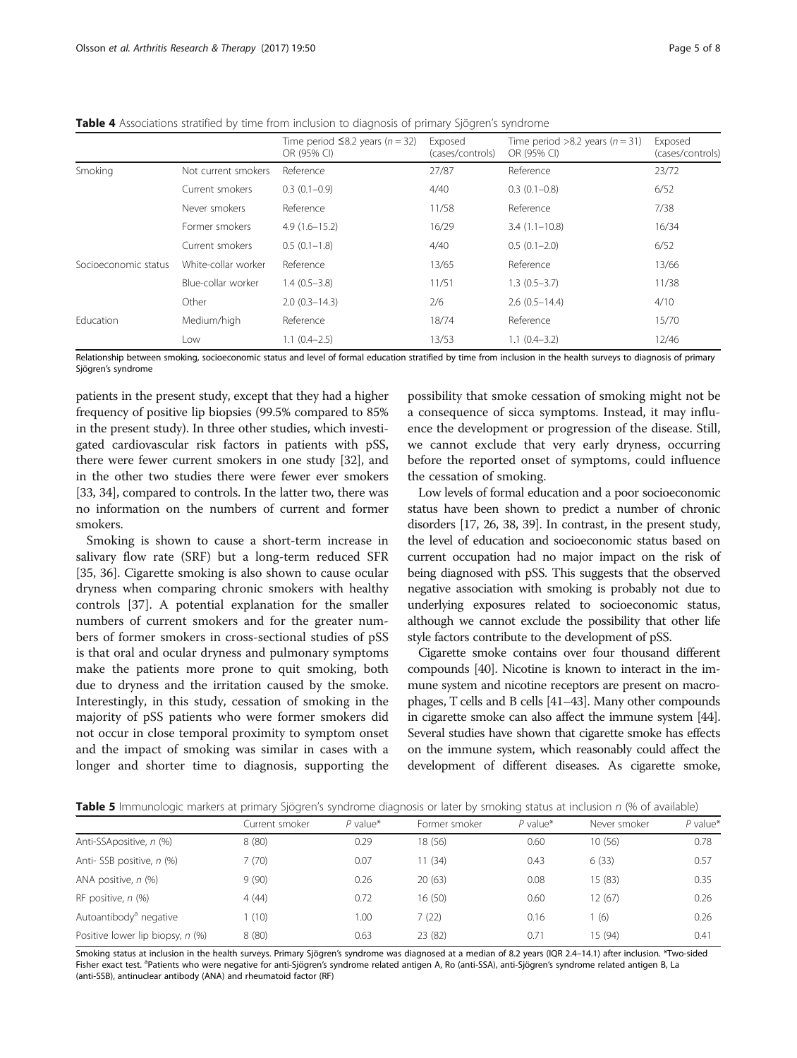**Table 4** Associations stratified by time from inclusion to diagnosis of primary Sjögren's syndrome

| | | Time period ≤8.2 years ($n = 32$) OR (95% CI) | Exposed (cases/controls) | Time period >8.2 years ($n = 31$) OR (95% CI) | Exposed (cases/controls) |
|---|---|---|---|---|---|
| Smoking | Not current smokers | Reference | 27/87 | Reference | 23/72 |
| | Current smokers | 0.3 (0.1–0.9) | 4/40 | 0.3 (0.1–0.8) | 6/52 |
| | Never smokers | Reference | 11/58 | Reference | 7/38 |
| | Former smokers | 4.9 (1.6–15.2) | 16/29 | 3.4 (1.1–10.8) | 16/34 |
| | Current smokers | 0.5 (0.1–1.8) | 4/40 | 0.5 (0.1–2.0) | 6/52 |
| Socioeconomic status | White-collar worker | Reference | 13/65 | Reference | 13/66 |
| | Blue-collar worker | 1.4 (0.5–3.8) | 11/51 | 1.3 (0.5–3.7) | 11/38 |
| | Other | 2.0 (0.3–14.3) | 2/6 | 2.6 (0.5–14.4) | 4/10 |
| Education | Medium/high | Reference | 18/74 | Reference | 15/70 |
| | Low | 1.1 (0.4–2.5) | 13/53 | 1.1 (0.4–3.2) | 12/46 |

Relationship between smoking, socioeconomic status and level of formal education stratified by time from inclusion in the health surveys to diagnosis of primary Sjögren's syndrome

patients in the present study, except that they had a higher frequency of positive lip biopsies (99.5% compared to 85% in the present study). In three other studies, which investigated cardiovascular risk factors in patients with pSS, there were fewer current smokers in one study [32], and in the other two studies there were fewer ever smokers [33, 34], compared to controls. In the latter two, there was no information on the numbers of current and former smokers.

Smoking is shown to cause a short-term increase in salivary flow rate (SRF) but a long-term reduced SFR [35, 36]. Cigarette smoking is also shown to cause ocular dryness when comparing chronic smokers with healthy controls [37]. A potential explanation for the smaller numbers of current smokers and for the greater numbers of former smokers in cross-sectional studies of pSS is that oral and ocular dryness and pulmonary symptoms make the patients more prone to quit smoking, both due to dryness and the irritation caused by the smoke. Interestingly, in this study, cessation of smoking in the majority of pSS patients who were former smokers did not occur in close temporal proximity to symptom onset and the impact of smoking was similar in cases with a longer and shorter time to diagnosis, supporting the possibility that smoke cessation of smoking might not be a consequence of sicca symptoms. Instead, it may influence the development or progression of the disease. Still, we cannot exclude that very early dryness, occurring before the reported onset of symptoms, could influence the cessation of smoking.

Low levels of formal education and a poor socioeconomic status have been shown to predict a number of chronic disorders [17, 26, 38, 39]. In contrast, in the present study, the level of education and socioeconomic status based on current occupation had no major impact on the risk of being diagnosed with pSS. This suggests that the observed negative association with smoking is probably not due to underlying exposures related to socioeconomic status, although we cannot exclude the possibility that other life style factors contribute to the development of pSS.

Cigarette smoke contains over four thousand different compounds [40]. Nicotine is known to interact in the immune system and nicotine receptors are present on macrophages, T cells and B cells [41–43]. Many other compounds in cigarette smoke can also affect the immune system [44]. Several studies have shown that cigarette smoke has effects on the immune system, which reasonably could affect the development of different diseases. As cigarette smoke,

**Table 5** Immunologic markers at primary Sjögren's syndrome diagnosis or later by smoking status at inclusion *n* (% of available)

| | Current smoker | *P* value* | Former smoker | *P* value* | Never smoker | *P* value* |
|---|---|---|---|---|---|---|
| Anti-SSApositive, *n* (%) | 8 (80) | 0.29 | 18 (56) | 0.60 | 10 (56) | 0.78 |
| Anti- SSB positive, *n* (%) | 7 (70) | 0.07 | 11 (34) | 0.43 | 6 (33) | 0.57 |
| ANA positive, *n* (%) | 9 (90) | 0.26 | 20 (63) | 0.08 | 15 (83) | 0.35 |
| RF positive, *n* (%) | 4 (44) | 0.72 | 16 (50) | 0.60 | 12 (67) | 0.26 |
| Autoantibody[a] negative | 1 (10) | 1.00 | 7 (22) | 0.16 | 1 (6) | 0.26 |
| Positive lower lip biopsy, *n* (%) | 8 (80) | 0.63 | 23 (82) | 0.71 | 15 (94) | 0.41 |

Smoking status at inclusion in the health surveys. Primary Sjögren's syndrome was diagnosed at a median of 8.2 years (IQR 2.4–14.1) after inclusion. *Two-sided Fisher exact test. [a]Patients who were negative for anti-Sjögren's syndrome related antigen A, Ro (anti-SSA), anti-Sjögren's syndrome related antigen B, La (anti-SSB), antinuclear antibody (ANA) and rheumatoid factor (RF)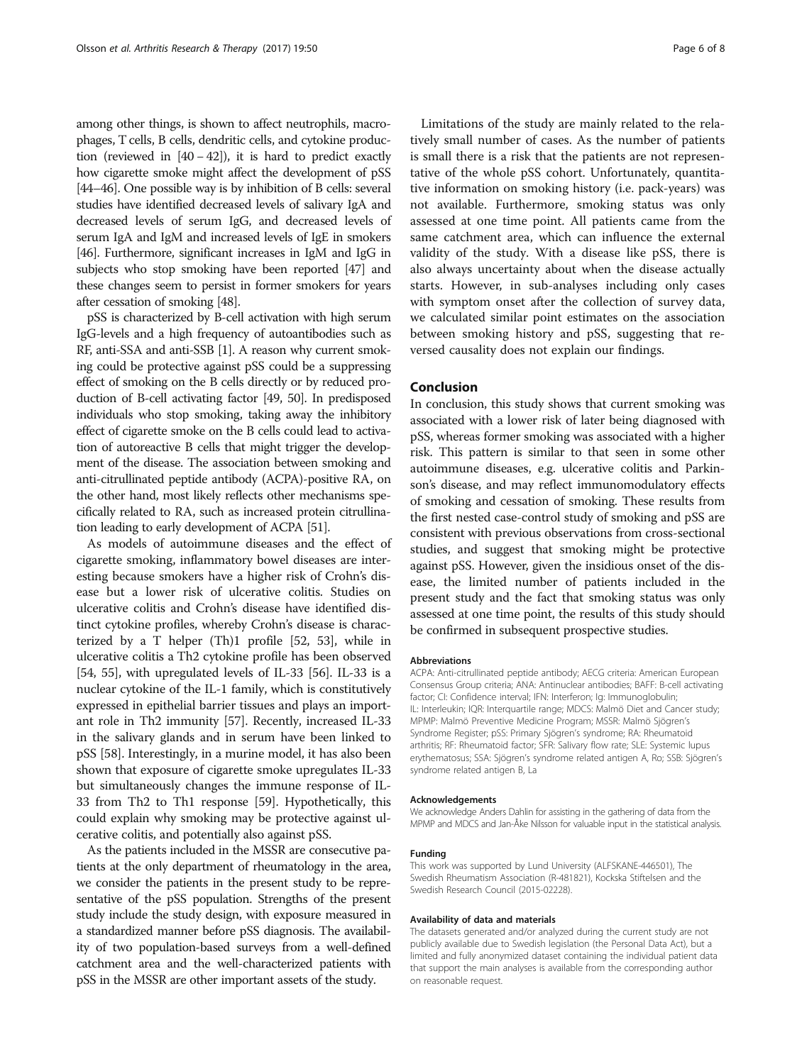among other things, is shown to affect neutrophils, macrophages, T cells, B cells, dendritic cells, and cytokine production (reviewed in [40 – 42]), it is hard to predict exactly how cigarette smoke might affect the development of pSS [44–46]. One possible way is by inhibition of B cells: several studies have identified decreased levels of salivary IgA and decreased levels of serum IgG, and decreased levels of serum IgA and IgM and increased levels of IgE in smokers [46]. Furthermore, significant increases in IgM and IgG in subjects who stop smoking have been reported [47] and these changes seem to persist in former smokers for years after cessation of smoking [48].

pSS is characterized by B-cell activation with high serum IgG-levels and a high frequency of autoantibodies such as RF, anti-SSA and anti-SSB [1]. A reason why current smoking could be protective against pSS could be a suppressing effect of smoking on the B cells directly or by reduced production of B-cell activating factor [49, 50]. In predisposed individuals who stop smoking, taking away the inhibitory effect of cigarette smoke on the B cells could lead to activation of autoreactive B cells that might trigger the development of the disease. The association between smoking and anti-citrullinated peptide antibody (ACPA)-positive RA, on the other hand, most likely reflects other mechanisms specifically related to RA, such as increased protein citrullination leading to early development of ACPA [51].

As models of autoimmune diseases and the effect of cigarette smoking, inflammatory bowel diseases are interesting because smokers have a higher risk of Crohn's disease but a lower risk of ulcerative colitis. Studies on ulcerative colitis and Crohn's disease have identified distinct cytokine profiles, whereby Crohn's disease is characterized by a T helper (Th)1 profile [52, 53], while in ulcerative colitis a Th2 cytokine profile has been observed [54, 55], with upregulated levels of IL-33 [56]. IL-33 is a nuclear cytokine of the IL-1 family, which is constitutively expressed in epithelial barrier tissues and plays an important role in Th2 immunity [57]. Recently, increased IL-33 in the salivary glands and in serum have been linked to pSS [58]. Interestingly, in a murine model, it has also been shown that exposure of cigarette smoke upregulates IL-33 but simultaneously changes the immune response of IL-33 from Th2 to Th1 response [59]. Hypothetically, this could explain why smoking may be protective against ulcerative colitis, and potentially also against pSS.

As the patients included in the MSSR are consecutive patients at the only department of rheumatology in the area, we consider the patients in the present study to be representative of the pSS population. Strengths of the present study include the study design, with exposure measured in a standardized manner before pSS diagnosis. The availability of two population-based surveys from a well-defined catchment area and the well-characterized patients with pSS in the MSSR are other important assets of the study.

Limitations of the study are mainly related to the relatively small number of cases. As the number of patients is small there is a risk that the patients are not representative of the whole pSS cohort. Unfortunately, quantitative information on smoking history (i.e. pack-years) was not available. Furthermore, smoking status was only assessed at one time point. All patients came from the same catchment area, which can influence the external validity of the study. With a disease like pSS, there is also always uncertainty about when the disease actually starts. However, in sub-analyses including only cases with symptom onset after the collection of survey data, we calculated similar point estimates on the association between smoking history and pSS, suggesting that reversed causality does not explain our findings.

## Conclusion

In conclusion, this study shows that current smoking was associated with a lower risk of later being diagnosed with pSS, whereas former smoking was associated with a higher risk. This pattern is similar to that seen in some other autoimmune diseases, e.g. ulcerative colitis and Parkinson's disease, and may reflect immunomodulatory effects of smoking and cessation of smoking. These results from the first nested case-control study of smoking and pSS are consistent with previous observations from cross-sectional studies, and suggest that smoking might be protective against pSS. However, given the insidious onset of the disease, the limited number of patients included in the present study and the fact that smoking status was only assessed at one time point, the results of this study should be confirmed in subsequent prospective studies.

#### Abbreviations

ACPA: Anti-citrullinated peptide antibody; AECG criteria: American European Consensus Group criteria; ANA: Antinuclear antibodies; BAFF: B-cell activating factor; CI: Confidence interval; IFN: Interferon; Ig: Immunoglobulin; IL: Interleukin; IQR: Interquartile range; MDCS: Malmö Diet and Cancer study; MPMP: Malmö Preventive Medicine Program; MSSR: Malmö Sjögren's Syndrome Register; pSS: Primary Sjögren's syndrome; RA: Rheumatoid arthritis; RF: Rheumatoid factor; SFR: Salivary flow rate; SLE: Systemic lupus erythematosus; SSA: Sjögren's syndrome related antigen A, Ro; SSB: Sjögren's syndrome related antigen B, La

#### Acknowledgements

We acknowledge Anders Dahlin for assisting in the gathering of data from the MPMP and MDCS and Jan-Åke Nilsson for valuable input in the statistical analysis.

#### Funding

This work was supported by Lund University (ALFSKANE-446501), The Swedish Rheumatism Association (R-481821), Kockska Stiftelsen and the Swedish Research Council (2015-02228).

#### Availability of data and materials

The datasets generated and/or analyzed during the current study are not publicly available due to Swedish legislation (the Personal Data Act), but a limited and fully anonymized dataset containing the individual patient data that support the main analyses is available from the corresponding author on reasonable request.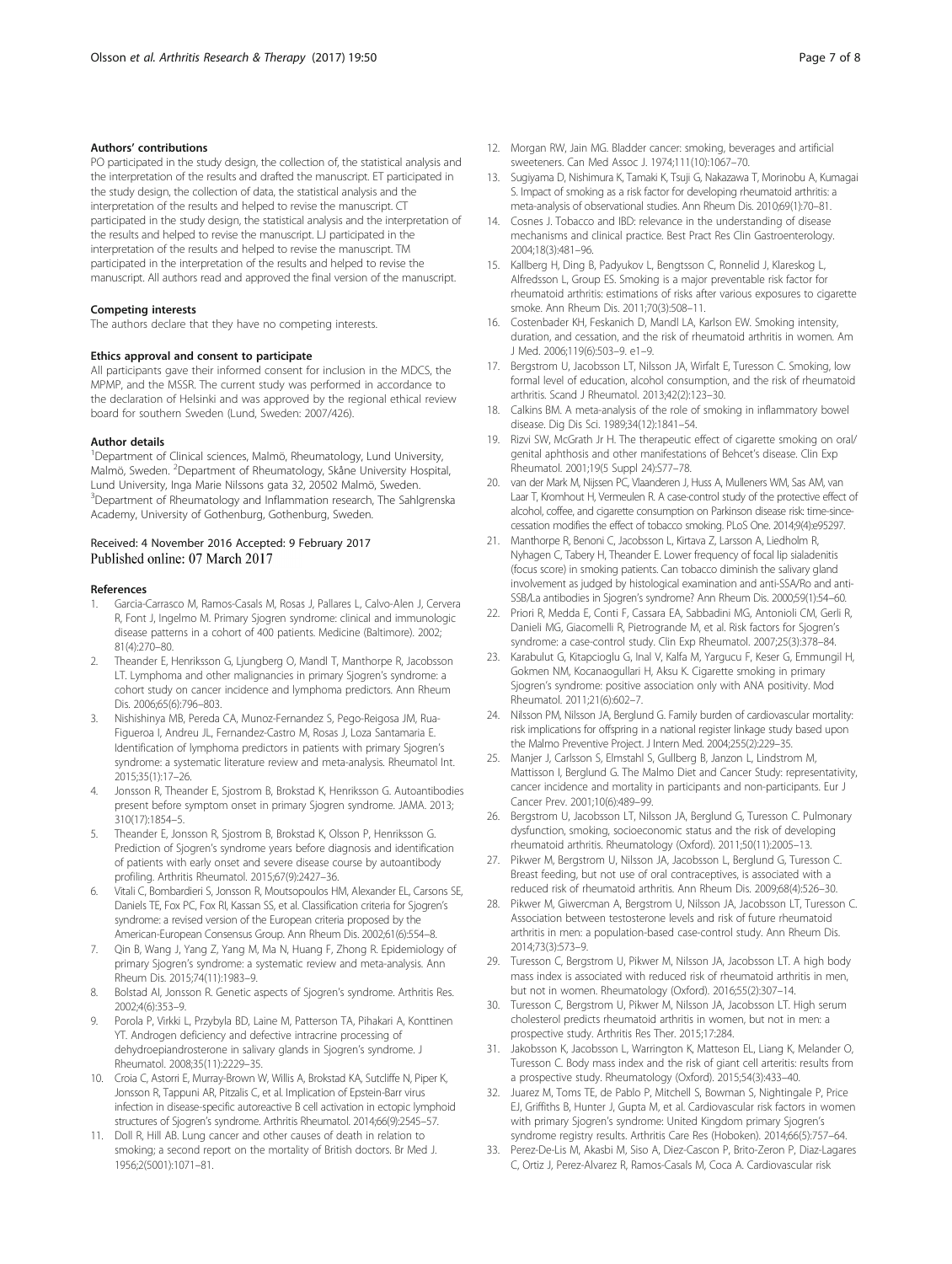#### Authors' contributions

PO participated in the study design, the collection of, the statistical analysis and the interpretation of the results and drafted the manuscript. ET participated in the study design, the collection of data, the statistical analysis and the interpretation of the results and helped to revise the manuscript. CT participated in the study design, the statistical analysis and the interpretation of the results and helped to revise the manuscript. LJ participated in the interpretation of the results and helped to revise the manuscript. TM participated in the interpretation of the results and helped to revise the manuscript. All authors read and approved the final version of the manuscript.

#### Competing interests

The authors declare that they have no competing interests.

#### Ethics approval and consent to participate

All participants gave their informed consent for inclusion in the MDCS, the MPMP, and the MSSR. The current study was performed in accordance to the declaration of Helsinki and was approved by the regional ethical review board for southern Sweden (Lund, Sweden: 2007/426).

#### Author details

[1]Department of Clinical sciences, Malmö, Rheumatology, Lund University, Malmö, Sweden. [2]Department of Rheumatology, Skåne University Hospital, Lund University, Inga Marie Nilssons gata 32, 20502 Malmö, Sweden. [3]Department of Rheumatology and Inflammation research, The Sahlgrenska Academy, University of Gothenburg, Gothenburg, Sweden.

Received: 4 November 2016 Accepted: 9 February 2017
Published online: 07 March 2017

#### References

1. Garcia-Carrasco M, Ramos-Casals M, Rosas J, Pallares L, Calvo-Alen J, Cervera R, Font J, Ingelmo M. Primary Sjogren syndrome: clinical and immunologic disease patterns in a cohort of 400 patients. Medicine (Baltimore). 2002; 81(4):270–80.
2. Theander E, Henriksson G, Ljungberg O, Mandl T, Manthorpe R, Jacobsson LT. Lymphoma and other malignancies in primary Sjogren's syndrome: a cohort study on cancer incidence and lymphoma predictors. Ann Rheum Dis. 2006;65(6):796–803.
3. Nishishinya MB, Pereda CA, Munoz-Fernandez S, Pego-Reigosa JM, Rua-Figueroa I, Andreu JL, Fernandez-Castro M, Rosas J, Loza Santamaria E. Identification of lymphoma predictors in patients with primary Sjogren's syndrome: a systematic literature review and meta-analysis. Rheumatol Int. 2015;35(1):17–26.
4. Jonsson R, Theander E, Sjostrom B, Brokstad K, Henriksson G. Autoantibodies present before symptom onset in primary Sjogren syndrome. JAMA. 2013; 310(17):1854–5.
5. Theander E, Jonsson R, Sjostrom B, Brokstad K, Olsson P, Henriksson G. Prediction of Sjogren's syndrome years before diagnosis and identification of patients with early onset and severe disease course by autoantibody profiling. Arthritis Rheumatol. 2015;67(9):2427–36.
6. Vitali C, Bombardieri S, Jonsson R, Moutsopoulos HM, Alexander EL, Carsons SE, Daniels TE, Fox PC, Fox RI, Kassan SS, et al. Classification criteria for Sjogren's syndrome: a revised version of the European criteria proposed by the American-European Consensus Group. Ann Rheum Dis. 2002;61(6):554–8.
7. Qin B, Wang J, Yang Z, Yang M, Ma N, Huang F, Zhong R. Epidemiology of primary Sjogren's syndrome: a systematic review and meta-analysis. Ann Rheum Dis. 2015;74(11):1983–9.
8. Bolstad AI, Jonsson R. Genetic aspects of Sjogren's syndrome. Arthritis Res. 2002;4(6):353–9.
9. Porola P, Virkki L, Przybyla BD, Laine M, Patterson TA, Pihakari A, Konttinen YT. Androgen deficiency and defective intracrine processing of dehydroepiandrosterone in salivary glands in Sjogren's syndrome. J Rheumatol. 2008;35(11):2229–35.
10. Croia C, Astorri E, Murray-Brown W, Willis A, Brokstad KA, Sutcliffe N, Piper K, Jonsson R, Tappuni AR, Pitzalis C, et al. Implication of Epstein-Barr virus infection in disease-specific autoreactive B cell activation in ectopic lymphoid structures of Sjogren's syndrome. Arthritis Rheumatol. 2014;66(9):2545–57.
11. Doll R, Hill AB. Lung cancer and other causes of death in relation to smoking; a second report on the mortality of British doctors. Br Med J. 1956;2(5001):1071–81.
12. Morgan RW, Jain MG. Bladder cancer: smoking, beverages and artificial sweeteners. Can Med Assoc J. 1974;111(10):1067–70.
13. Sugiyama D, Nishimura K, Tamaki K, Tsuji G, Nakazawa T, Morinobu A, Kumagai S. Impact of smoking as a risk factor for developing rheumatoid arthritis: a meta-analysis of observational studies. Ann Rheum Dis. 2010;69(1):70–81.
14. Cosnes J. Tobacco and IBD: relevance in the understanding of disease mechanisms and clinical practice. Best Pract Res Clin Gastroenterology. 2004;18(3):481–96.
15. Kallberg H, Ding B, Padyukov L, Bengtsson C, Ronnelid J, Klareskog L, Alfredsson L, Group ES. Smoking is a major preventable risk factor for rheumatoid arthritis: estimations of risks after various exposures to cigarette smoke. Ann Rheum Dis. 2011;70(3):508–11.
16. Costenbader KH, Feskanich D, Mandl LA, Karlson EW. Smoking intensity, duration, and cessation, and the risk of rheumatoid arthritis in women. Am J Med. 2006;119(6):503–9. e1–9.
17. Bergstrom U, Jacobsson LT, Nilsson JA, Wirfalt E, Turesson C. Smoking, low formal level of education, alcohol consumption, and the risk of rheumatoid arthritis. Scand J Rheumatol. 2013;42(2):123–30.
18. Calkins BM. A meta-analysis of the role of smoking in inflammatory bowel disease. Dig Dis Sci. 1989;34(12):1841–54.
19. Rizvi SW, McGrath Jr H. The therapeutic effect of cigarette smoking on oral/genital aphthosis and other manifestations of Behcet's disease. Clin Exp Rheumatol. 2001;19(5 Suppl 24):S77–78.
20. van der Mark M, Nijssen PC, Vlaanderen J, Huss A, Mulleners WM, Sas AM, van Laar T, Kromhout H, Vermeulen R. A case-control study of the protective effect of alcohol, coffee, and cigarette consumption on Parkinson disease risk: time-since-cessation modifies the effect of tobacco smoking. PLoS One. 2014;9(4):e95297.
21. Manthorpe R, Benoni C, Jacobsson L, Kirtava Z, Larsson A, Liedholm R, Nyhagen C, Tabery H, Theander E. Lower frequency of focal lip sialadenitis (focus score) in smoking patients. Can tobacco diminish the salivary gland involvement as judged by histological examination and anti-SSA/Ro and anti-SSB/La antibodies in Sjogren's syndrome? Ann Rheum Dis. 2000;59(1):54–60.
22. Priori R, Medda E, Conti F, Cassara EA, Sabbadini MG, Antonioli CM, Gerli R, Danieli MG, Giacomelli R, Pietrogrande M, et al. Risk factors for Sjogren's syndrome: a case-control study. Clin Exp Rheumatol. 2007;25(3):378–84.
23. Karabulut G, Kitapcioglu G, Inal V, Kalfa M, Yargucu F, Keser G, Emmungil H, Gokmen NM, Kocanaogullari H, Aksu K. Cigarette smoking in primary Sjogren's syndrome: positive association only with ANA positivity. Mod Rheumatol. 2011;21(6):602–7.
24. Nilsson PM, Nilsson JA, Berglund G. Family burden of cardiovascular mortality: risk implications for offspring in a national register linkage study based upon the Malmo Preventive Project. J Intern Med. 2004;255(2):229–35.
25. Manjer J, Carlsson S, Elmstahl S, Gullberg B, Janzon L, Lindstrom M, Mattisson I, Berglund G. The Malmo Diet and Cancer Study: representativity, cancer incidence and mortality in participants and non-participants. Eur J Cancer Prev. 2001;10(6):489–99.
26. Bergstrom U, Jacobsson LT, Nilsson JA, Berglund G, Turesson C. Pulmonary dysfunction, smoking, socioeconomic status and the risk of developing rheumatoid arthritis. Rheumatology (Oxford). 2011;50(11):2005–13.
27. Pikwer M, Bergstrom U, Nilsson JA, Jacobsson L, Berglund G, Turesson C. Breast feeding, but not use of oral contraceptives, is associated with a reduced risk of rheumatoid arthritis. Ann Rheum Dis. 2009;68(4):526–30.
28. Pikwer M, Giwercman A, Bergstrom U, Nilsson JA, Jacobsson LT, Turesson C. Association between testosterone levels and risk of future rheumatoid arthritis in men: a population-based case-control study. Ann Rheum Dis. 2014;73(3):573–9.
29. Turesson C, Bergstrom U, Pikwer M, Nilsson JA, Jacobsson LT. A high body mass index is associated with reduced risk of rheumatoid arthritis in men, but not in women. Rheumatology (Oxford). 2016;55(2):307–14.
30. Turesson C, Bergstrom U, Pikwer M, Nilsson JA, Jacobsson LT. High serum cholesterol predicts rheumatoid arthritis in women, but not in men: a prospective study. Arthritis Res Ther. 2015;17:284.
31. Jakobsson K, Jacobsson L, Warrington K, Matteson EL, Liang K, Melander O, Turesson C. Body mass index and the risk of giant cell arteritis: results from a prospective study. Rheumatology (Oxford). 2015;54(3):433–40.
32. Juarez M, Toms TE, de Pablo P, Mitchell S, Bowman S, Nightingale P, Price EJ, Griffiths B, Hunter J, Gupta M, et al. Cardiovascular risk factors in women with primary Sjogren's syndrome: United Kingdom primary Sjogren's syndrome registry results. Arthritis Care Res (Hoboken). 2014;66(5):757–64.
33. Perez-De-Lis M, Akasbi M, Siso A, Diez-Cascon P, Brito-Zeron P, Diaz-Lagares C, Ortiz J, Perez-Alvarez R, Ramos-Casals M, Coca A. Cardiovascular risk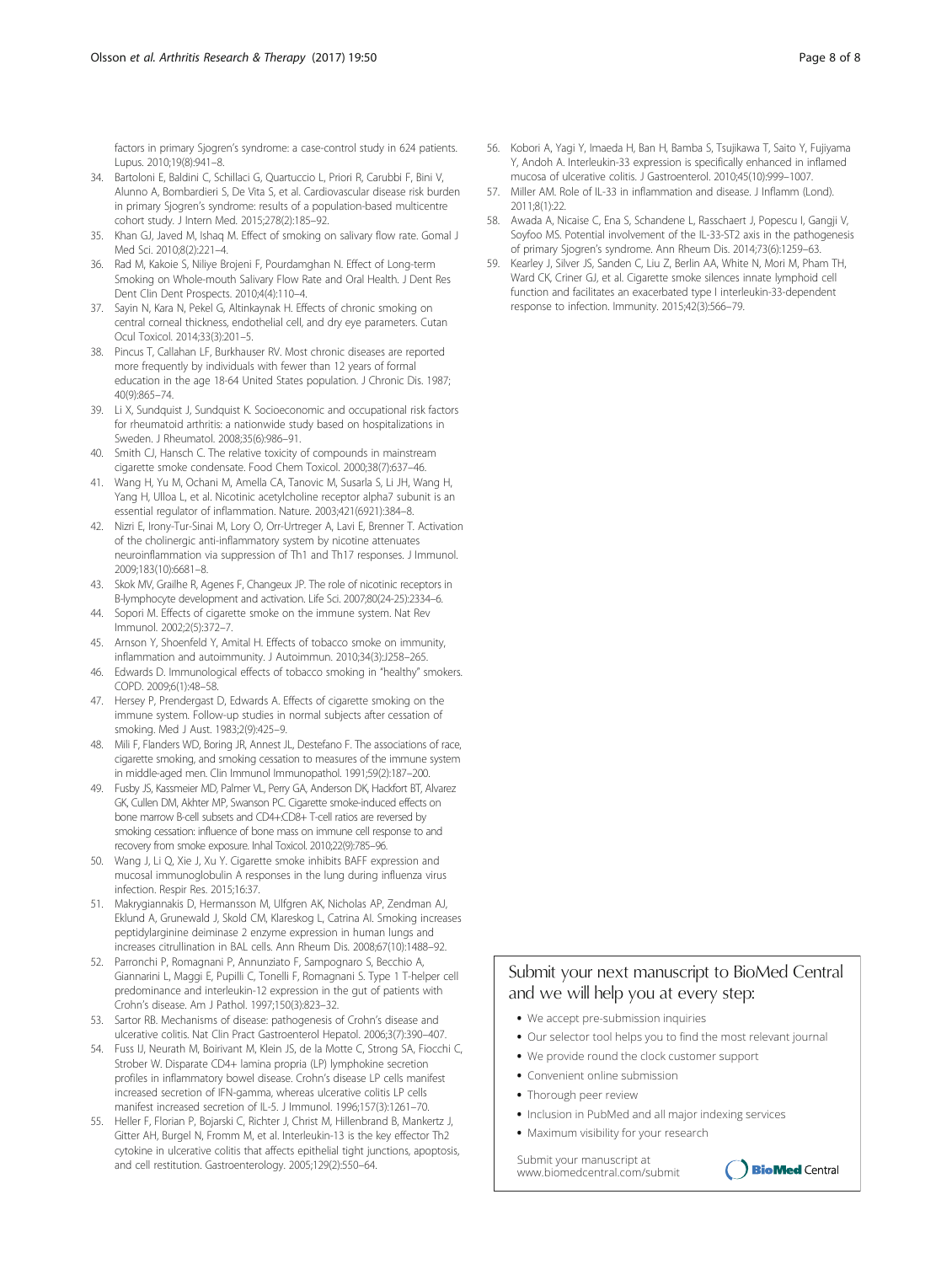factors in primary Sjogren's syndrome: a case-control study in 624 patients. Lupus. 2010;19(8):941–8.

34. Bartoloni E, Baldini C, Schillaci G, Quartuccio L, Priori R, Carubbi F, Bini V, Alunno A, Bombardieri S, De Vita S, et al. Cardiovascular disease risk burden in primary Sjogren's syndrome: results of a population-based multicentre cohort study. J Intern Med. 2015;278(2):185–92.
35. Khan GJ, Javed M, Ishaq M. Effect of smoking on salivary flow rate. Gomal J Med Sci. 2010;8(2):221–4.
36. Rad M, Kakoie S, Niliye Brojeni F, Pourdamghan N. Effect of Long-term Smoking on Whole-mouth Salivary Flow Rate and Oral Health. J Dent Res Dent Clin Dent Prospects. 2010;4(4):110–4.
37. Sayin N, Kara N, Pekel G, Altinkaynak H. Effects of chronic smoking on central corneal thickness, endothelial cell, and dry eye parameters. Cutan Ocul Toxicol. 2014;33(3):201–5.
38. Pincus T, Callahan LF, Burkhauser RV. Most chronic diseases are reported more frequently by individuals with fewer than 12 years of formal education in the age 18-64 United States population. J Chronic Dis. 1987; 40(9):865–74.
39. Li X, Sundquist J, Sundquist K. Socioeconomic and occupational risk factors for rheumatoid arthritis: a nationwide study based on hospitalizations in Sweden. J Rheumatol. 2008;35(6):986–91.
40. Smith CJ, Hansch C. The relative toxicity of compounds in mainstream cigarette smoke condensate. Food Chem Toxicol. 2000;38(7):637–46.
41. Wang H, Yu M, Ochani M, Amella CA, Tanovic M, Susarla S, Li JH, Wang H, Yang H, Ulloa L, et al. Nicotinic acetylcholine receptor alpha7 subunit is an essential regulator of inflammation. Nature. 2003;421(6921):384–8.
42. Nizri E, Irony-Tur-Sinai M, Lory O, Orr-Urtreger A, Lavi E, Brenner T. Activation of the cholinergic anti-inflammatory system by nicotine attenuates neuroinflammation via suppression of Th1 and Th17 responses. J Immunol. 2009;183(10):6681–8.
43. Skok MV, Grailhe R, Agenes F, Changeux JP. The role of nicotinic receptors in B-lymphocyte development and activation. Life Sci. 2007;80(24-25):2334–6.
44. Sopori M. Effects of cigarette smoke on the immune system. Nat Rev Immunol. 2002;2(5):372–7.
45. Arnson Y, Shoenfeld Y, Amital H. Effects of tobacco smoke on immunity, inflammation and autoimmunity. J Autoimmun. 2010;34(3):J258–265.
46. Edwards D. Immunological effects of tobacco smoking in "healthy" smokers. COPD. 2009;6(1):48–58.
47. Hersey P, Prendergast D, Edwards A. Effects of cigarette smoking on the immune system. Follow-up studies in normal subjects after cessation of smoking. Med J Aust. 1983;2(9):425–9.
48. Mili F, Flanders WD, Boring JR, Annest JL, Destefano F. The associations of race, cigarette smoking, and smoking cessation to measures of the immune system in middle-aged men. Clin Immunol Immunopathol. 1991;59(2):187–200.
49. Fusby JS, Kassmeier MD, Palmer VL, Perry GA, Anderson DK, Hackfort BT, Alvarez GK, Cullen DM, Akhter MP, Swanson PC. Cigarette smoke-induced effects on bone marrow B-cell subsets and CD4+:CD8+ T-cell ratios are reversed by smoking cessation: influence of bone mass on immune cell response to and recovery from smoke exposure. Inhal Toxicol. 2010;22(9):785–96.
50. Wang J, Li Q, Xie J, Xu Y. Cigarette smoke inhibits BAFF expression and mucosal immunoglobulin A responses in the lung during influenza virus infection. Respir Res. 2015;16:37.
51. Makrygiannakis D, Hermansson M, Ulfgren AK, Nicholas AP, Zendman AJ, Eklund A, Grunewald J, Skold CM, Klareskog L, Catrina AI. Smoking increases peptidylarginine deiminase 2 enzyme expression in human lungs and increases citrullination in BAL cells. Ann Rheum Dis. 2008;67(10):1488–92.
52. Parronchi P, Romagnani P, Annunziato F, Sampognaro S, Becchio A, Giannarini L, Maggi E, Pupilli C, Tonelli F, Romagnani S. Type 1 T-helper cell predominance and interleukin-12 expression in the gut of patients with Crohn's disease. Am J Pathol. 1997;150(3):823–32.
53. Sartor RB. Mechanisms of disease: pathogenesis of Crohn's disease and ulcerative colitis. Nat Clin Pract Gastroenterol Hepatol. 2006;3(7):390–407.
54. Fuss IJ, Neurath M, Boirivant M, Klein JS, de la Motte C, Strong SA, Fiocchi C, Strober W. Disparate CD4+ lamina propria (LP) lymphokine secretion profiles in inflammatory bowel disease. Crohn's disease LP cells manifest increased secretion of IFN-gamma, whereas ulcerative colitis LP cells manifest increased secretion of IL-5. J Immunol. 1996;157(3):1261–70.
55. Heller F, Florian P, Bojarski C, Richter J, Christ M, Hillenbrand B, Mankertz J, Gitter AH, Burgel N, Fromm M, et al. Interleukin-13 is the key effector Th2 cytokine in ulcerative colitis that affects epithelial tight junctions, apoptosis, and cell restitution. Gastroenterology. 2005;129(2):550–64.
56. Kobori A, Yagi Y, Imaeda H, Ban H, Bamba S, Tsujikawa T, Saito Y, Fujiyama Y, Andoh A. Interleukin-33 expression is specifically enhanced in inflamed mucosa of ulcerative colitis. J Gastroenterol. 2010;45(10):999–1007.
57. Miller AM. Role of IL-33 in inflammation and disease. J Inflamm (Lond). 2011;8(1):22.
58. Awada A, Nicaise C, Ena S, Schandene L, Rasschaert J, Popescu I, Gangji V, Soyfoo MS. Potential involvement of the IL-33-ST2 axis in the pathogenesis of primary Sjogren's syndrome. Ann Rheum Dis. 2014;73(6):1259–63.
59. Kearley J, Silver JS, Sanden C, Liu Z, Berlin AA, White N, Mori M, Pham TH, Ward CK, Criner GJ, et al. Cigarette smoke silences innate lymphoid cell function and facilitates an exacerbated type I interleukin-33-dependent response to infection. Immunity. 2015;42(3):566–79.

Submit your next manuscript to BioMed Central and we will help you at every step:

- We accept pre-submission inquiries
- Our selector tool helps you to find the most relevant journal
- We provide round the clock customer support
- Convenient online submission
- Thorough peer review
- Inclusion in PubMed and all major indexing services
- Maximum visibility for your research

Submit your manuscript at www.biomedcentral.com/submit

BioMed Central